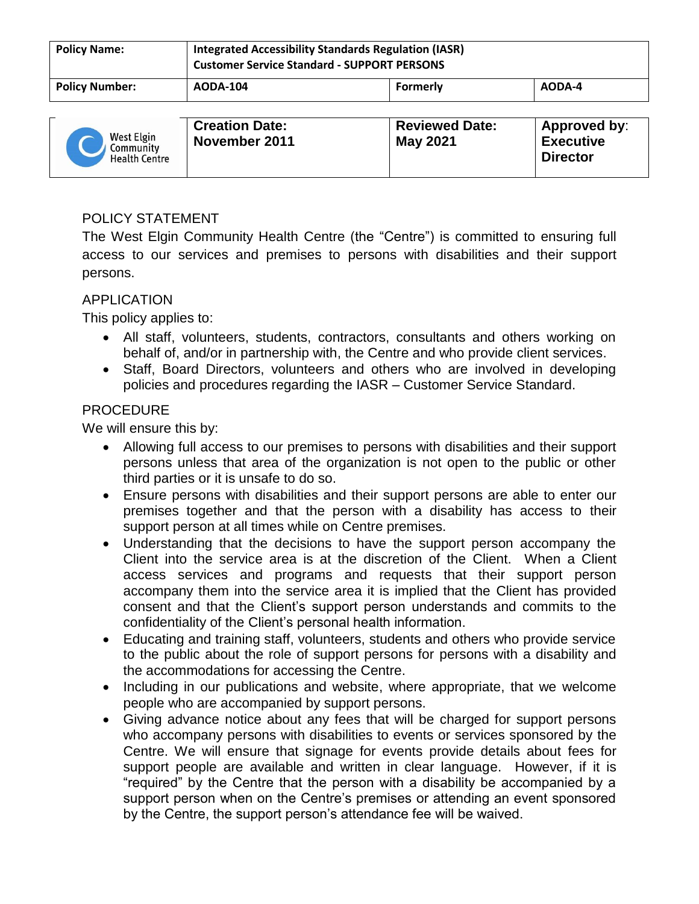| **Policy Name:** | **Integrated Accessibility Standards Regulation (IASR)**<br>**Customer Service Standard - SUPPORT PERSONS** | | |
|---|---|---|---|
| **Policy Number:** | **AODA-104** | **Formerly** | **AODA-4** |

| West Elgin Community Health Centre | **Creation Date:**<br>**November 2011** | **Reviewed Date:**<br>**May 2021** | **Approved by:**<br>**Executive Director** |
|---|---|---|---|

## POLICY STATEMENT

The West Elgin Community Health Centre (the "Centre") is committed to ensuring full access to our services and premises to persons with disabilities and their support persons.

## APPLICATION

This policy applies to:

- All staff, volunteers, students, contractors, consultants and others working on behalf of, and/or in partnership with, the Centre and who provide client services.
- Staff, Board Directors, volunteers and others who are involved in developing policies and procedures regarding the IASR – Customer Service Standard.

## PROCEDURE

We will ensure this by:

- Allowing full access to our premises to persons with disabilities and their support persons unless that area of the organization is not open to the public or other third parties or it is unsafe to do so.
- Ensure persons with disabilities and their support persons are able to enter our premises together and that the person with a disability has access to their support person at all times while on Centre premises.
- Understanding that the decisions to have the support person accompany the Client into the service area is at the discretion of the Client. When a Client access services and programs and requests that their support person accompany them into the service area it is implied that the Client has provided consent and that the Client's support person understands and commits to the confidentiality of the Client's personal health information.
- Educating and training staff, volunteers, students and others who provide service to the public about the role of support persons for persons with a disability and the accommodations for accessing the Centre.
- Including in our publications and website, where appropriate, that we welcome people who are accompanied by support persons.
- Giving advance notice about any fees that will be charged for support persons who accompany persons with disabilities to events or services sponsored by the Centre. We will ensure that signage for events provide details about fees for support people are available and written in clear language. However, if it is "required" by the Centre that the person with a disability be accompanied by a support person when on the Centre's premises or attending an event sponsored by the Centre, the support person's attendance fee will be waived.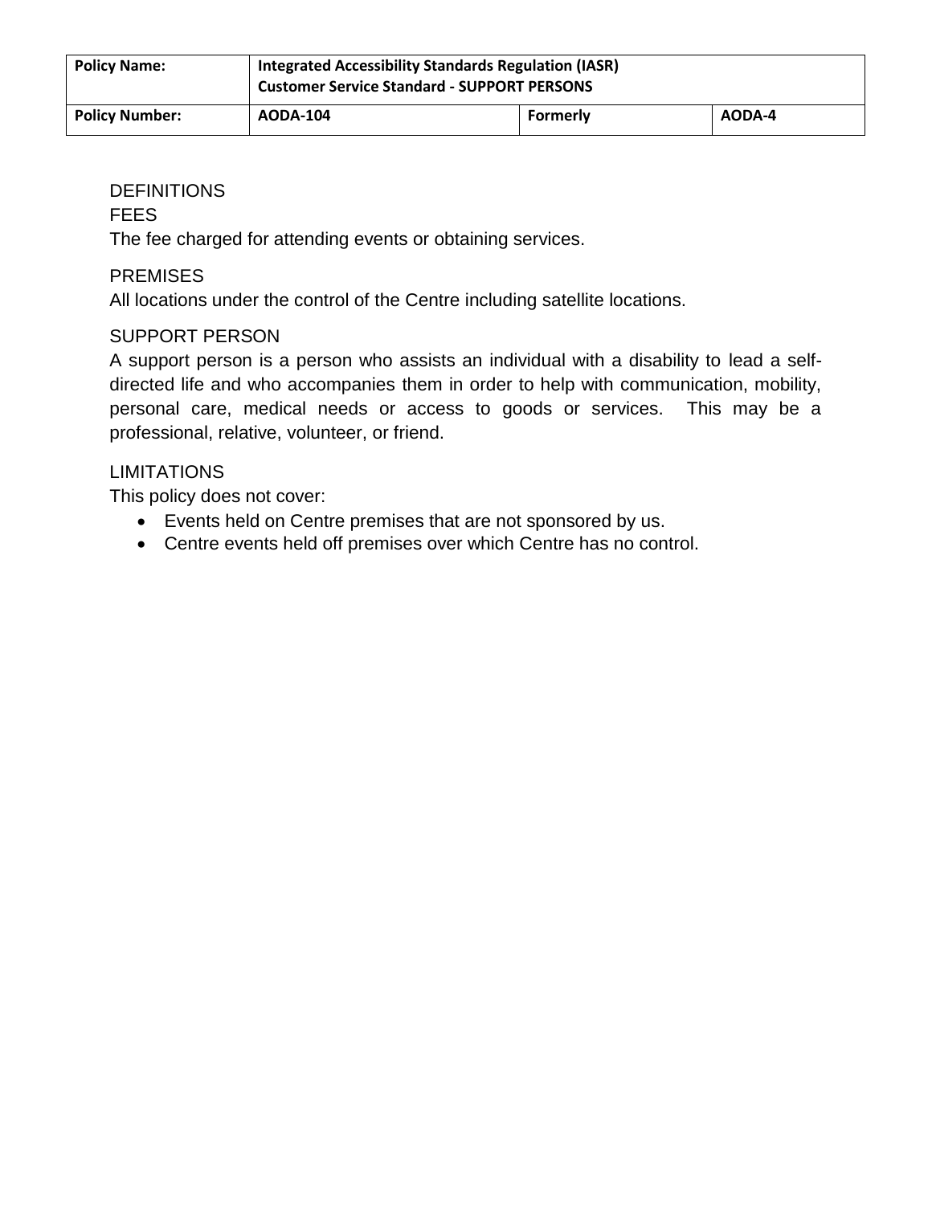## DEFINITIONS

### FEES

The fee charged for attending events or obtaining services.

### PREMISES

All locations under the control of the Centre including satellite locations.

### SUPPORT PERSON

A support person is a person who assists an individual with a disability to lead a self-directed life and who accompanies them in order to help with communication, mobility, personal care, medical needs or access to goods or services. This may be a professional, relative, volunteer, or friend.

## LIMITATIONS

This policy does not cover:

- Events held on Centre premises that are not sponsored by us.
- Centre events held off premises over which Centre has no control.